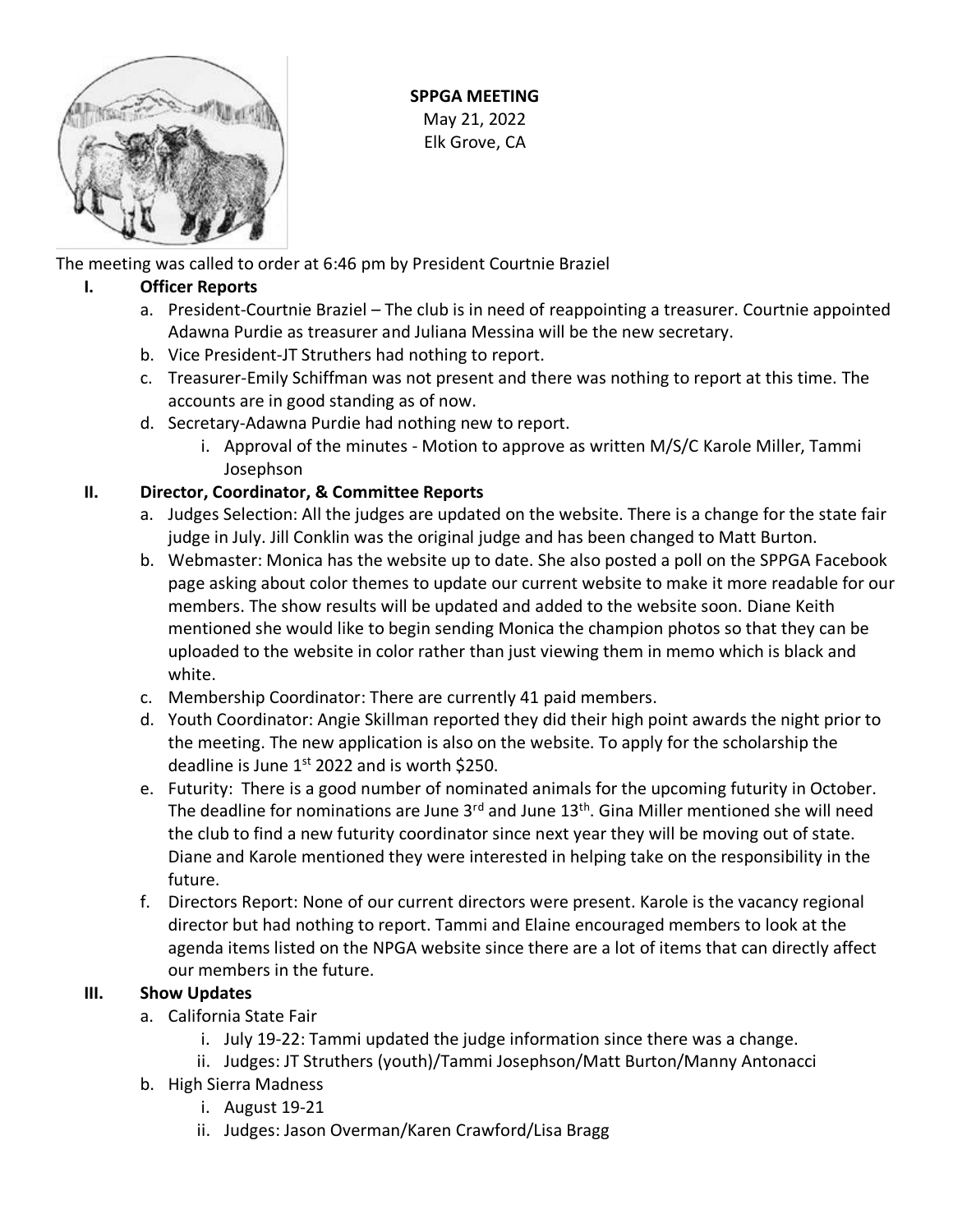**SPPGA MEETING**
May 21, 2022
Elk Grove, CA

The meeting was called to order at 6:46 pm by President Courtnie Braziel

## I. Officer Reports

a. President-Courtnie Braziel – The club is in need of reappointing a treasurer. Courtnie appointed Adawna Purdie as treasurer and Juliana Messina will be the new secretary.

b. Vice President-JT Struthers had nothing to report.

c. Treasurer-Emily Schiffman was not present and there was nothing to report at this time. The accounts are in good standing as of now.

d. Secretary-Adawna Purdie had nothing new to report.

   i. Approval of the minutes - Motion to approve as written M/S/C Karole Miller, Tammi Josephson

## II. Director, Coordinator, & Committee Reports

a. Judges Selection: All the judges are updated on the website. There is a change for the state fair judge in July. Jill Conklin was the original judge and has been changed to Matt Burton.

b. Webmaster: Monica has the website up to date. She also posted a poll on the SPPGA Facebook page asking about color themes to update our current website to make it more readable for our members. The show results will be updated and added to the website soon. Diane Keith mentioned she would like to begin sending Monica the champion photos so that they can be uploaded to the website in color rather than just viewing them in memo which is black and white.

c. Membership Coordinator: There are currently 41 paid members.

d. Youth Coordinator: Angie Skillman reported they did their high point awards the night prior to the meeting. The new application is also on the website. To apply for the scholarship the deadline is June 1st 2022 and is worth $250.

e. Futurity: There is a good number of nominated animals for the upcoming futurity in October. The deadline for nominations are June 3rd and June 13th. Gina Miller mentioned she will need the club to find a new futurity coordinator since next year they will be moving out of state. Diane and Karole mentioned they were interested in helping take on the responsibility in the future.

f. Directors Report: None of our current directors were present. Karole is the vacancy regional director but had nothing to report. Tammi and Elaine encouraged members to look at the agenda items listed on the NPGA website since there are a lot of items that can directly affect our members in the future.

## III. Show Updates

a. California State Fair

   i. July 19-22: Tammi updated the judge information since there was a change.

   ii. Judges: JT Struthers (youth)/Tammi Josephson/Matt Burton/Manny Antonacci

b. High Sierra Madness

   i. August 19-21

   ii. Judges: Jason Overman/Karen Crawford/Lisa Bragg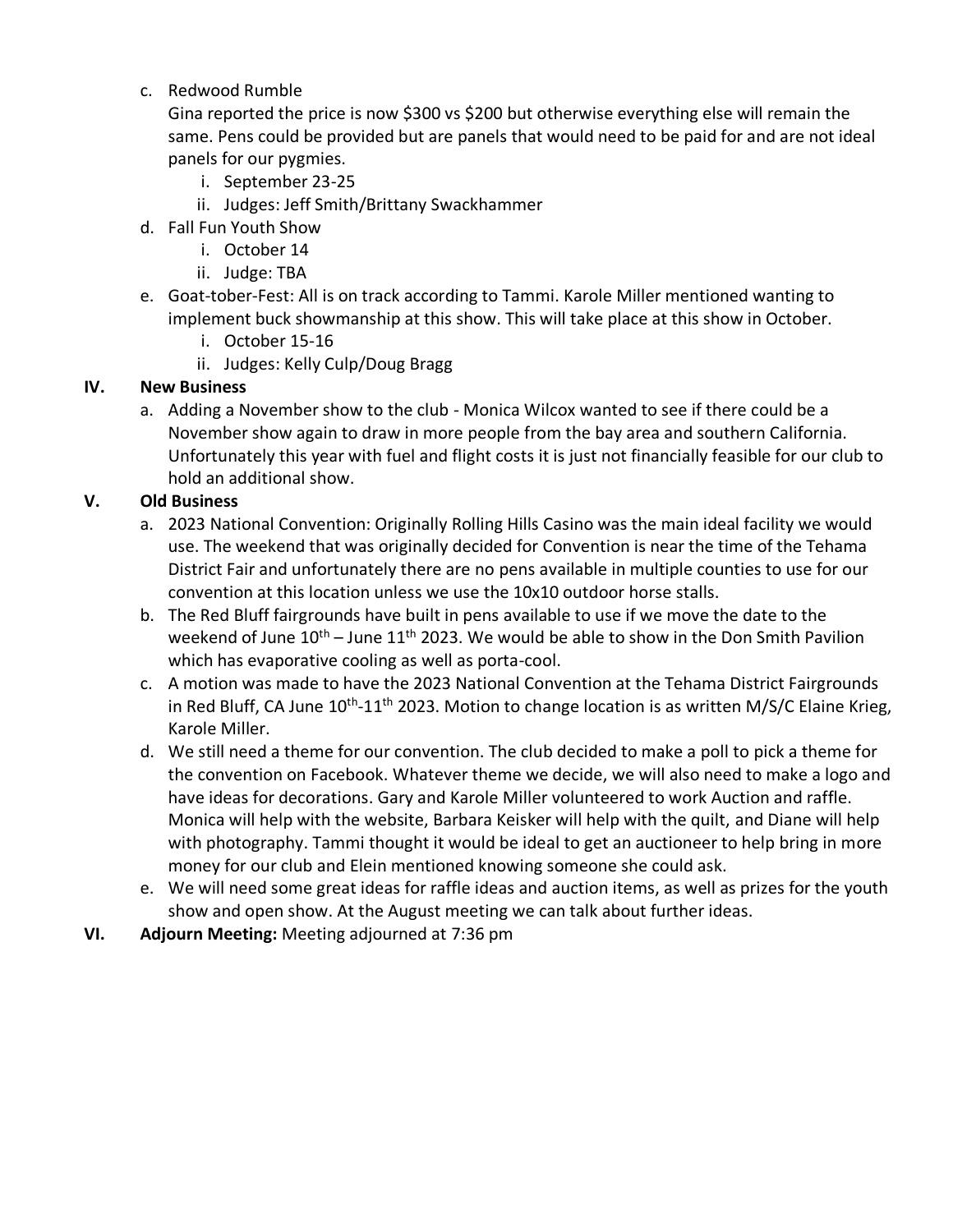c. Redwood Rumble

   Gina reported the price is now $300 vs $200 but otherwise everything else will remain the same. Pens could be provided but are panels that would need to be paid for and are not ideal panels for our pygmies.

   i. September 23-25
   ii. Judges: Jeff Smith/Brittany Swackhammer

d. Fall Fun Youth Show

   i. October 14
   ii. Judge: TBA

e. Goat-tober-Fest: All is on track according to Tammi. Karole Miller mentioned wanting to implement buck showmanship at this show. This will take place at this show in October.

   i. October 15-16
   ii. Judges: Kelly Culp/Doug Bragg

**IV. New Business**

a. Adding a November show to the club - Monica Wilcox wanted to see if there could be a November show again to draw in more people from the bay area and southern California. Unfortunately this year with fuel and flight costs it is just not financially feasible for our club to hold an additional show.

**V. Old Business**

a. 2023 National Convention: Originally Rolling Hills Casino was the main ideal facility we would use. The weekend that was originally decided for Convention is near the time of the Tehama District Fair and unfortunately there are no pens available in multiple counties to use for our convention at this location unless we use the 10x10 outdoor horse stalls.

b. The Red Bluff fairgrounds have built in pens available to use if we move the date to the weekend of June 10th – June 11th 2023. We would be able to show in the Don Smith Pavilion which has evaporative cooling as well as porta-cool.

c. A motion was made to have the 2023 National Convention at the Tehama District Fairgrounds in Red Bluff, CA June 10th-11th 2023. Motion to change location is as written M/S/C Elaine Krieg, Karole Miller.

d. We still need a theme for our convention. The club decided to make a poll to pick a theme for the convention on Facebook. Whatever theme we decide, we will also need to make a logo and have ideas for decorations. Gary and Karole Miller volunteered to work Auction and raffle. Monica will help with the website, Barbara Keisker will help with the quilt, and Diane will help with photography. Tammi thought it would be ideal to get an auctioneer to help bring in more money for our club and Elein mentioned knowing someone she could ask.

e. We will need some great ideas for raffle ideas and auction items, as well as prizes for the youth show and open show. At the August meeting we can talk about further ideas.

**VI. Adjourn Meeting:** Meeting adjourned at 7:36 pm